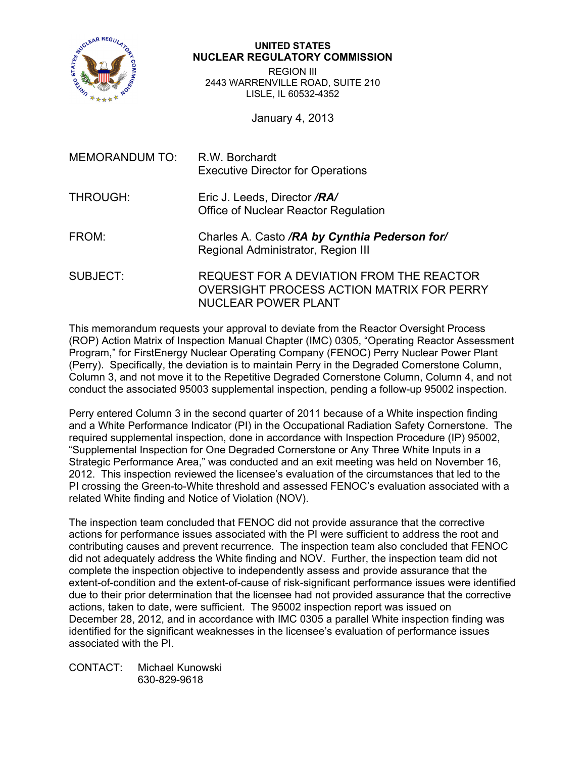**UNITED STATES**
**NUCLEAR REGULATORY COMMISSION**

REGION III
2443 WARRENVILLE ROAD, SUITE 210
LISLE, IL 60532-4352

January 4, 2013

MEMORANDUM TO: R.W. Borchardt
Executive Director for Operations

THROUGH: Eric J. Leeds, Director ***/RA/***
Office of Nuclear Reactor Regulation

FROM: Charles A. Casto ***/RA by Cynthia Pederson for/***
Regional Administrator, Region III

SUBJECT: REQUEST FOR A DEVIATION FROM THE REACTOR OVERSIGHT PROCESS ACTION MATRIX FOR PERRY NUCLEAR POWER PLANT

This memorandum requests your approval to deviate from the Reactor Oversight Process (ROP) Action Matrix of Inspection Manual Chapter (IMC) 0305, "Operating Reactor Assessment Program," for FirstEnergy Nuclear Operating Company (FENOC) Perry Nuclear Power Plant (Perry). Specifically, the deviation is to maintain Perry in the Degraded Cornerstone Column, Column 3, and not move it to the Repetitive Degraded Cornerstone Column, Column 4, and not conduct the associated 95003 supplemental inspection, pending a follow-up 95002 inspection.

Perry entered Column 3 in the second quarter of 2011 because of a White inspection finding and a White Performance Indicator (PI) in the Occupational Radiation Safety Cornerstone. The required supplemental inspection, done in accordance with Inspection Procedure (IP) 95002, "Supplemental Inspection for One Degraded Cornerstone or Any Three White Inputs in a Strategic Performance Area," was conducted and an exit meeting was held on November 16, 2012. This inspection reviewed the licensee's evaluation of the circumstances that led to the PI crossing the Green-to-White threshold and assessed FENOC's evaluation associated with a related White finding and Notice of Violation (NOV).

The inspection team concluded that FENOC did not provide assurance that the corrective actions for performance issues associated with the PI were sufficient to address the root and contributing causes and prevent recurrence. The inspection team also concluded that FENOC did not adequately address the White finding and NOV. Further, the inspection team did not complete the inspection objective to independently assess and provide assurance that the extent-of-condition and the extent-of-cause of risk-significant performance issues were identified due to their prior determination that the licensee had not provided assurance that the corrective actions, taken to date, were sufficient. The 95002 inspection report was issued on December 28, 2012, and in accordance with IMC 0305 a parallel White inspection finding was identified for the significant weaknesses in the licensee's evaluation of performance issues associated with the PI.

CONTACT: Michael Kunowski
630-829-9618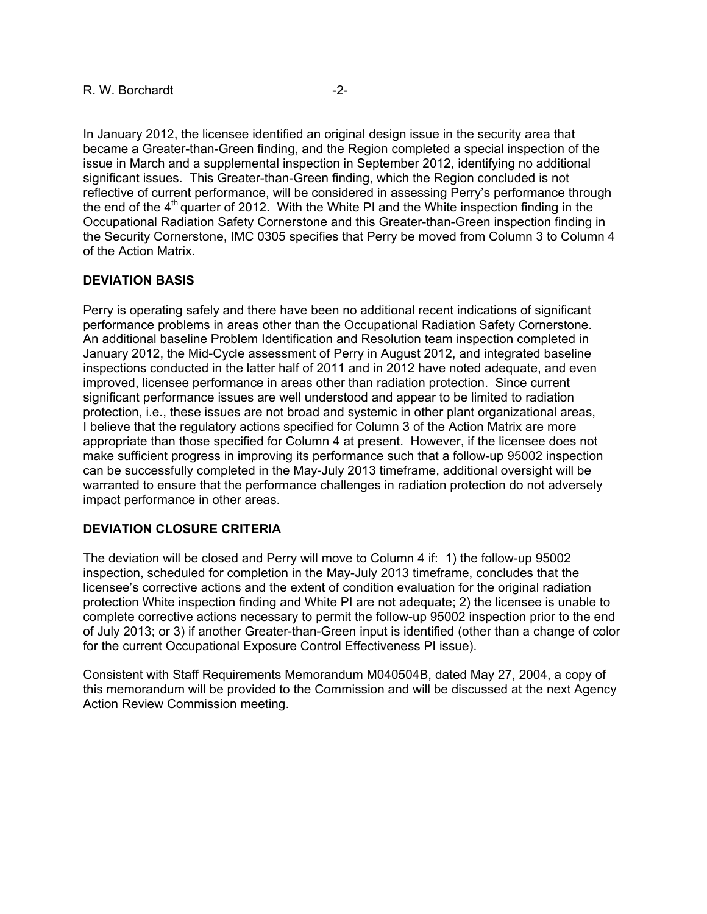In January 2012, the licensee identified an original design issue in the security area that became a Greater-than-Green finding, and the Region completed a special inspection of the issue in March and a supplemental inspection in September 2012, identifying no additional significant issues. This Greater-than-Green finding, which the Region concluded is not reflective of current performance, will be considered in assessing Perry's performance through the end of the 4th quarter of 2012. With the White PI and the White inspection finding in the Occupational Radiation Safety Cornerstone and this Greater-than-Green inspection finding in the Security Cornerstone, IMC 0305 specifies that Perry be moved from Column 3 to Column 4 of the Action Matrix.

**DEVIATION BASIS**

Perry is operating safely and there have been no additional recent indications of significant performance problems in areas other than the Occupational Radiation Safety Cornerstone. An additional baseline Problem Identification and Resolution team inspection completed in January 2012, the Mid-Cycle assessment of Perry in August 2012, and integrated baseline inspections conducted in the latter half of 2011 and in 2012 have noted adequate, and even improved, licensee performance in areas other than radiation protection. Since current significant performance issues are well understood and appear to be limited to radiation protection, i.e., these issues are not broad and systemic in other plant organizational areas, I believe that the regulatory actions specified for Column 3 of the Action Matrix are more appropriate than those specified for Column 4 at present. However, if the licensee does not make sufficient progress in improving its performance such that a follow-up 95002 inspection can be successfully completed in the May-July 2013 timeframe, additional oversight will be warranted to ensure that the performance challenges in radiation protection do not adversely impact performance in other areas.

**DEVIATION CLOSURE CRITERIA**

The deviation will be closed and Perry will move to Column 4 if: 1) the follow-up 95002 inspection, scheduled for completion in the May-July 2013 timeframe, concludes that the licensee's corrective actions and the extent of condition evaluation for the original radiation protection White inspection finding and White PI are not adequate; 2) the licensee is unable to complete corrective actions necessary to permit the follow-up 95002 inspection prior to the end of July 2013; or 3) if another Greater-than-Green input is identified (other than a change of color for the current Occupational Exposure Control Effectiveness PI issue).

Consistent with Staff Requirements Memorandum M040504B, dated May 27, 2004, a copy of this memorandum will be provided to the Commission and will be discussed at the next Agency Action Review Commission meeting.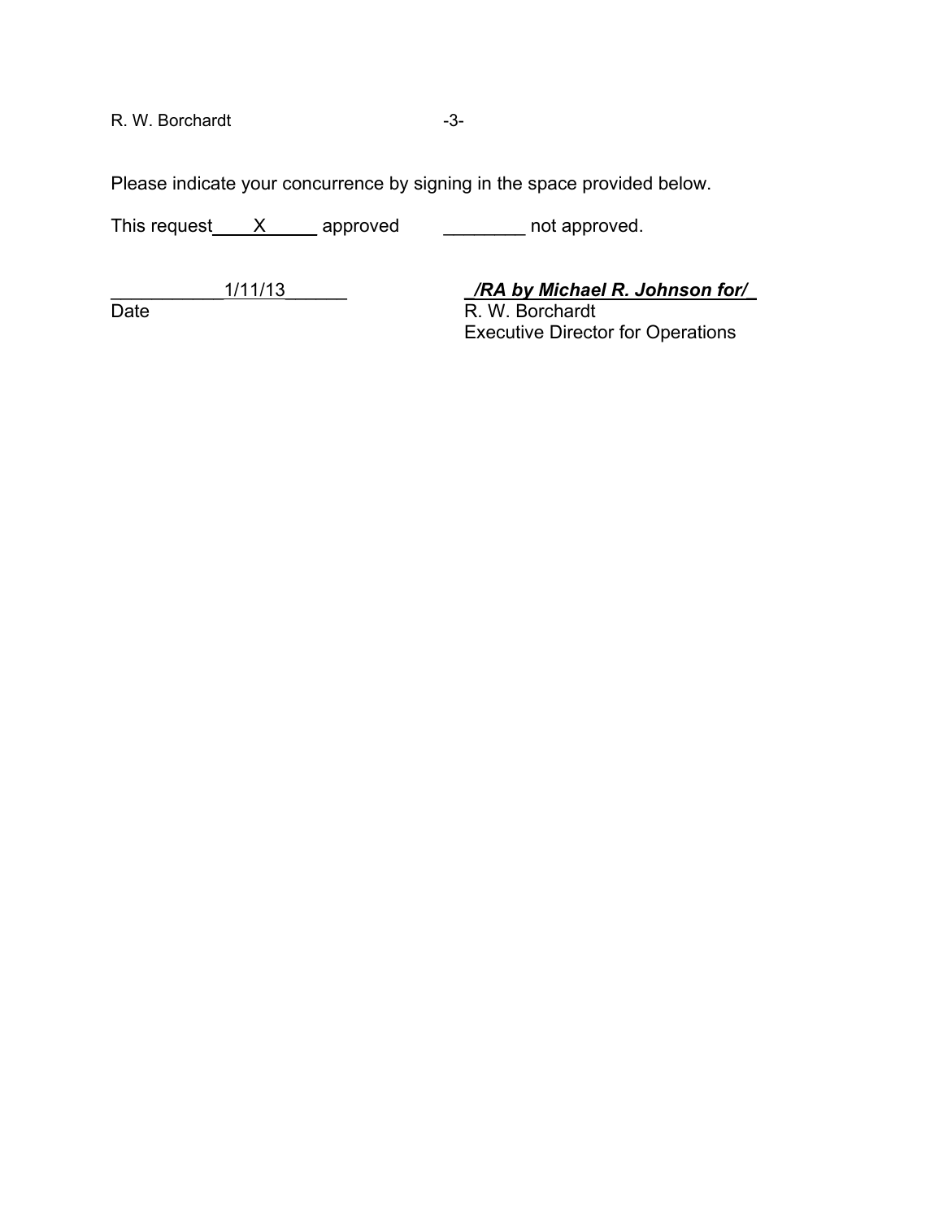Please indicate your concurrence by signing in the space provided below.

This request ____X_____ approved ________ not approved.

___________1/11/13______ _/RA by Michael R. Johnson for/_

Date R. W. Borchardt
Executive Director for Operations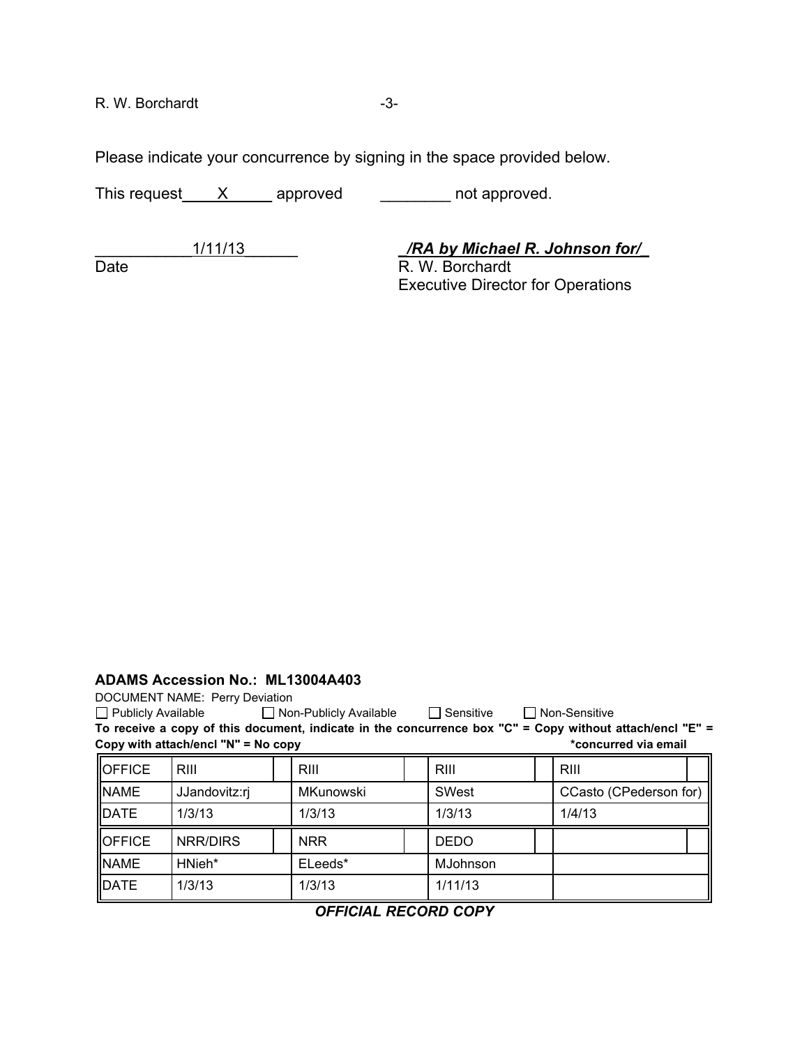Please indicate your concurrence by signing in the space provided below.

This request ____X_____ approved ________ not approved.

___________1/11/13______ _**/RA by Michael R. Johnson for/**_

Date

R. W. Borchardt
Executive Director for Operations

**ADAMS Accession No.: ML13004A403**

DOCUMENT NAME: Perry Deviation

☐ Publicly Available ☐ Non-Publicly Available ☐ Sensitive ☐ Non-Sensitive

**To receive a copy of this document, indicate in the concurrence box "C" = Copy without attach/encl "E" = Copy with attach/encl "N" = No copy** **\*concurred via email**

| OFFICE | RIII | RIII | RIII | RIII |
|---|---|---|---|---|
| NAME | JJandovitz:rj | MKunowski | SWest | CCasto (CPederson for) |
| DATE | 1/3/13 | 1/3/13 | 1/3/13 | 1/4/13 |
| OFFICE | NRR/DIRS | NRR | DEDO | |
| NAME | HNieh* | ELeeds* | MJohnson | |
| DATE | 1/3/13 | 1/3/13 | 1/11/13 | |

***OFFICIAL RECORD COPY***